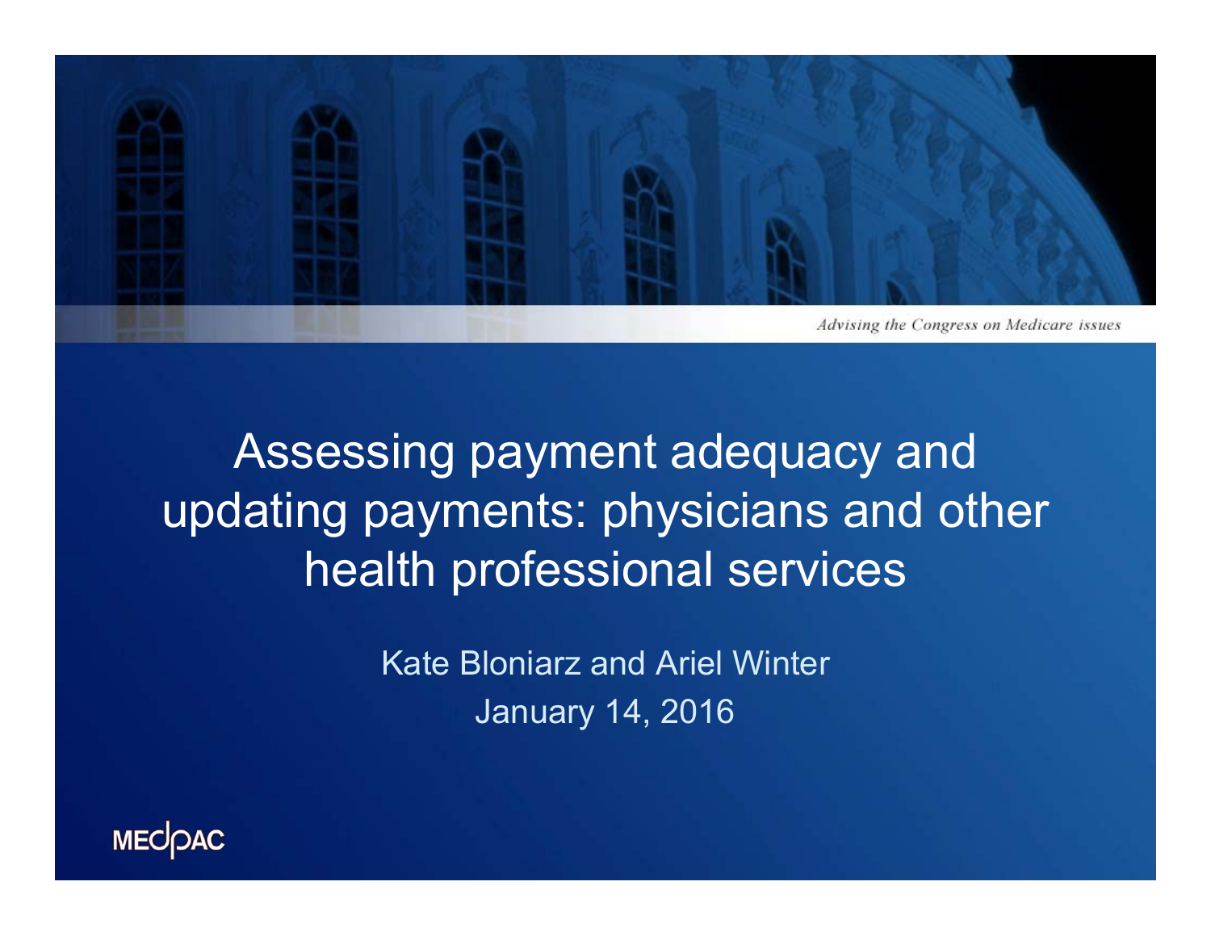*Advising the Congress on Medicare issues*

# Assessing payment adequacy and updating payments: physicians and other health professional services

Kate Bloniarz and Ariel Winter

January 14, 2016

MEDPAC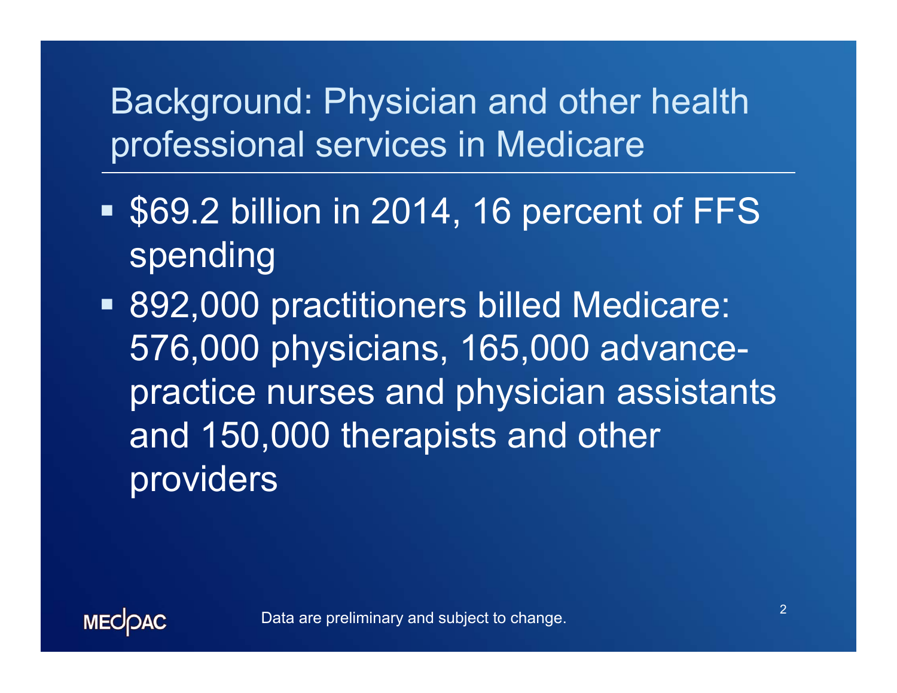# Background: Physician and other health professional services in Medicare

- $69.2 billion in 2014, 16 percent of FFS spending
- 892,000 practitioners billed Medicare: 576,000 physicians, 165,000 advance-practice nurses and physician assistants and 150,000 therapists and other providers

Data are preliminary and subject to change.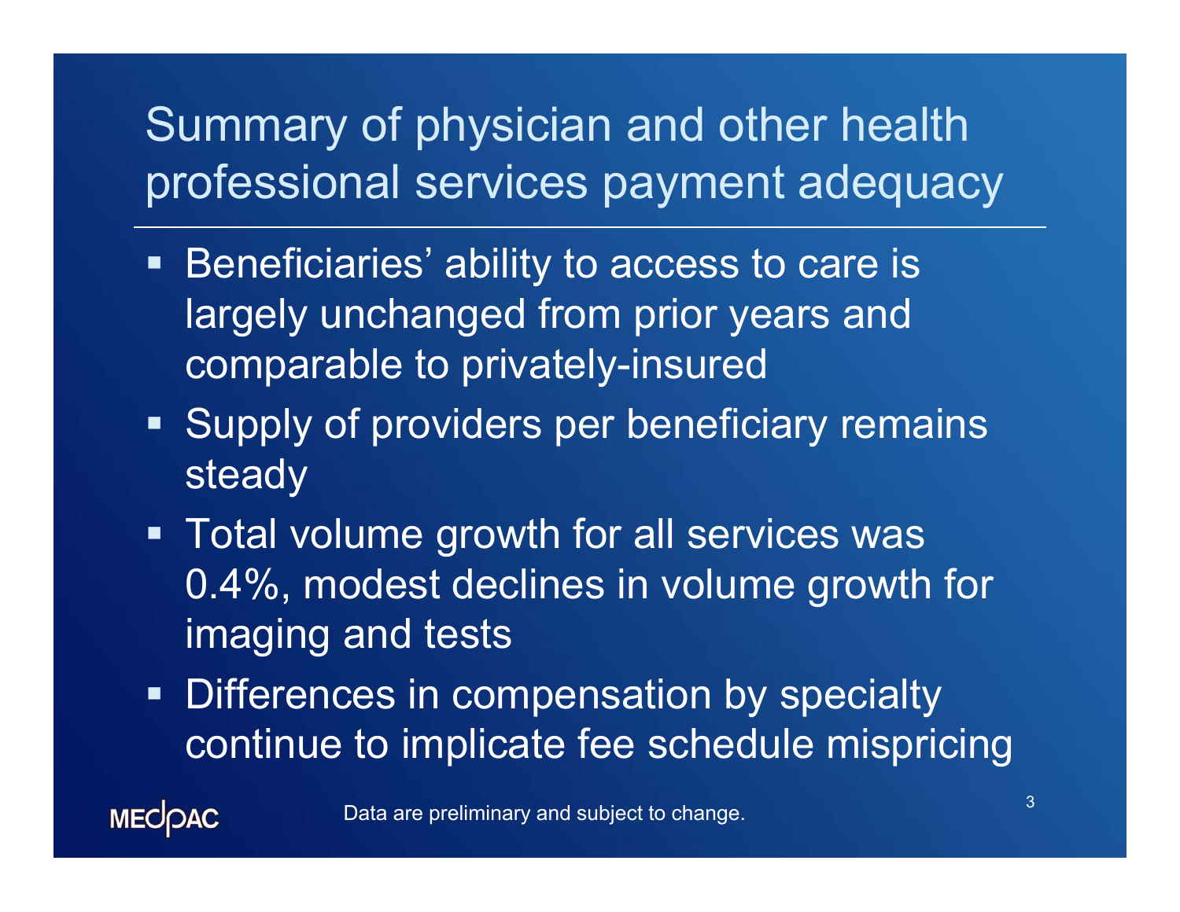# Summary of physician and other health professional services payment adequacy

- Beneficiaries' ability to access to care is largely unchanged from prior years and comparable to privately-insured
- Supply of providers per beneficiary remains steady
- Total volume growth for all services was 0.4%, modest declines in volume growth for imaging and tests
- Differences in compensation by specialty continue to implicate fee schedule mispricing

Data are preliminary and subject to change.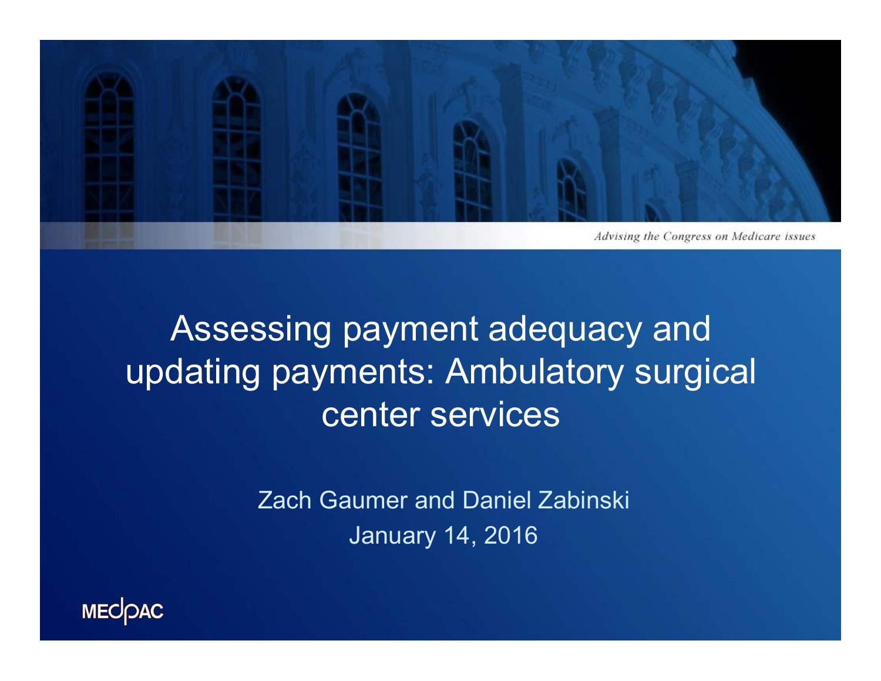*Advising the Congress on Medicare issues*

# Assessing payment adequacy and updating payments: Ambulatory surgical center services

Zach Gaumer and Daniel Zabinski

January 14, 2016

MEDPAC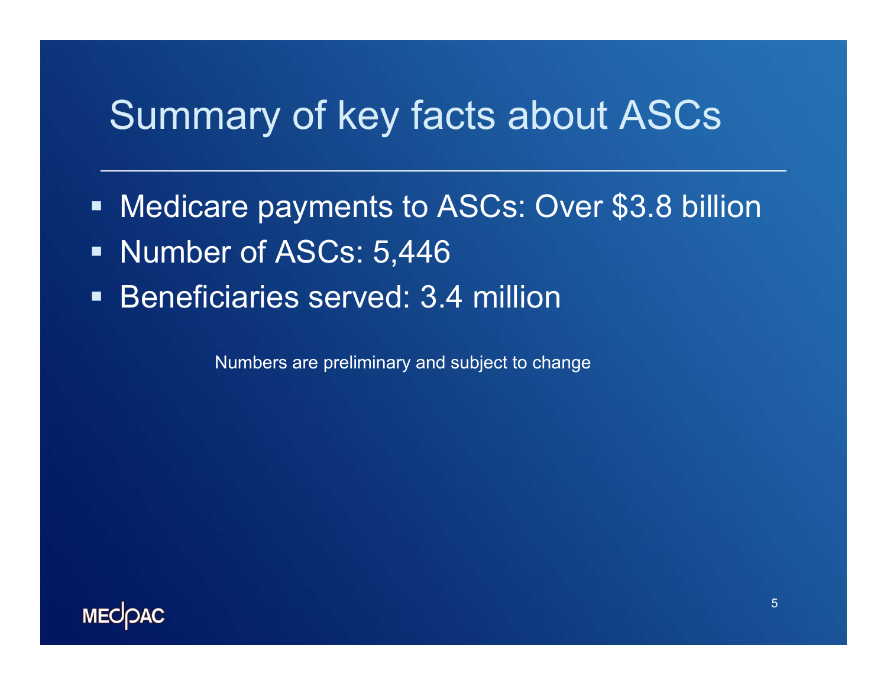# Summary of key facts about ASCs

- Medicare payments to ASCs: Over $3.8 billion
- Number of ASCs: 5,446
- Beneficiaries served: 3.4 million

Numbers are preliminary and subject to change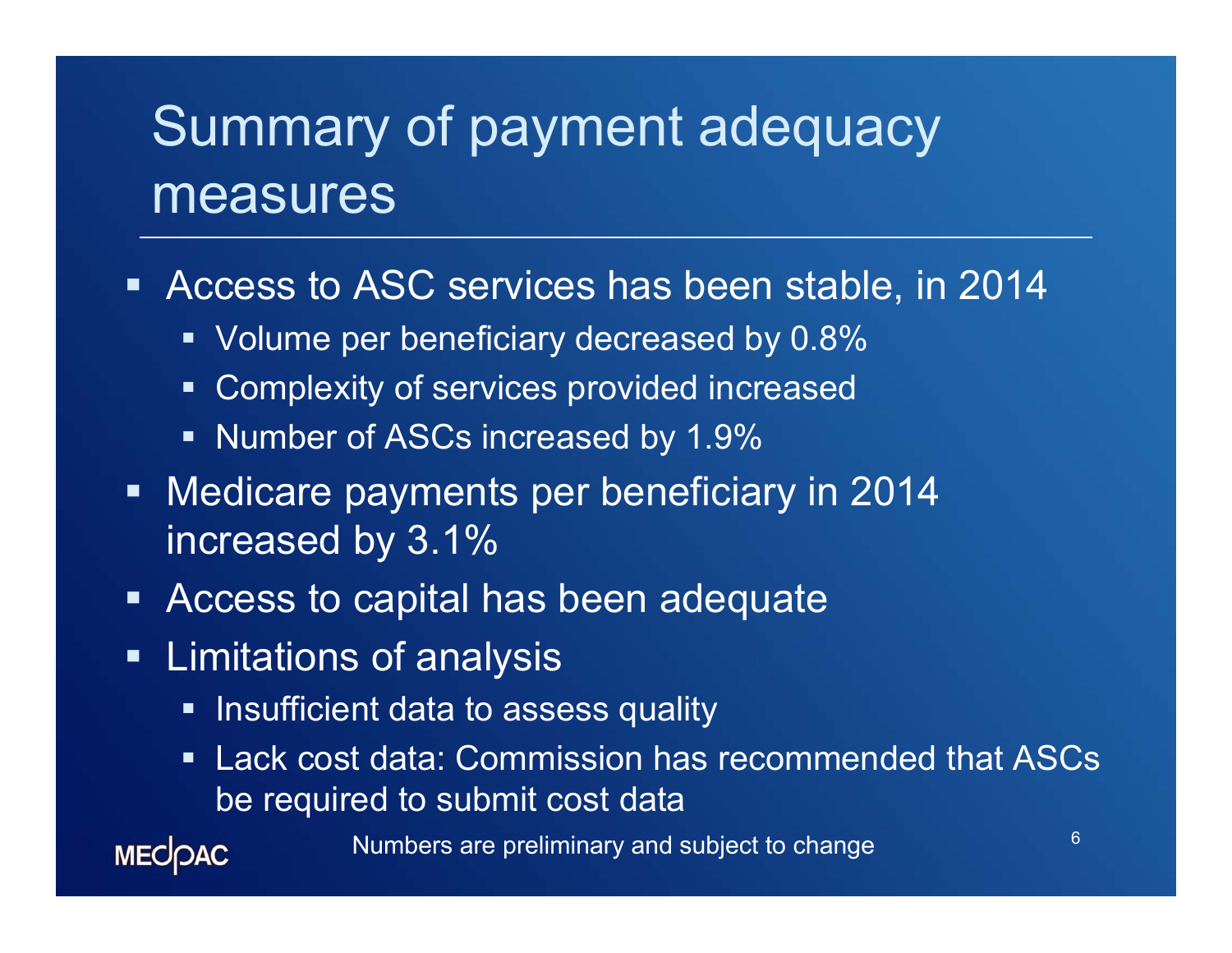# Summary of payment adequacy measures

- Access to ASC services has been stable, in 2014
  - Volume per beneficiary decreased by 0.8%
  - Complexity of services provided increased
  - Number of ASCs increased by 1.9%
- Medicare payments per beneficiary in 2014 increased by 3.1%
- Access to capital has been adequate
- Limitations of analysis
  - Insufficient data to assess quality
  - Lack cost data: Commission has recommended that ASCs be required to submit cost data

Numbers are preliminary and subject to change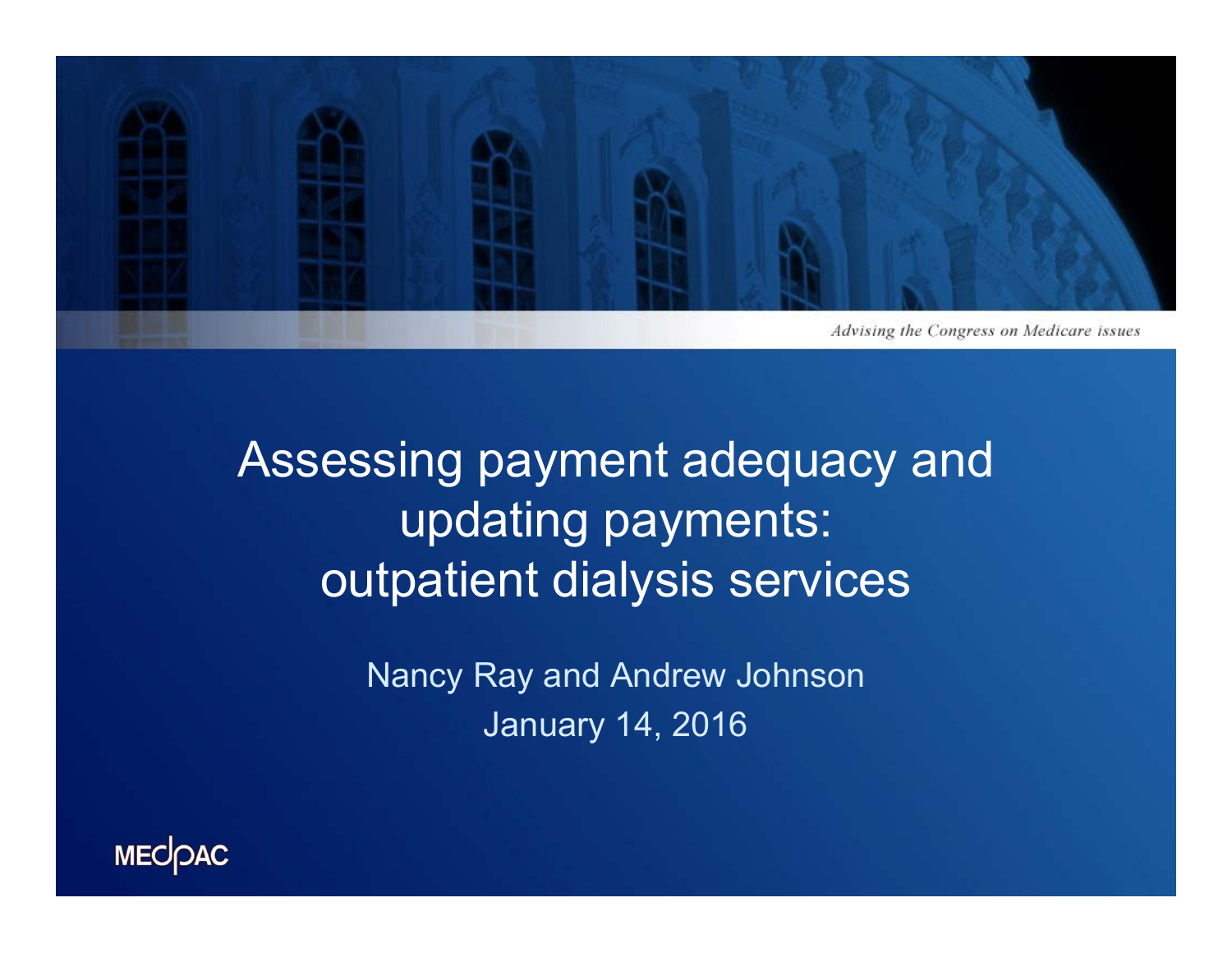*Advising the Congress on Medicare issues*

# Assessing payment adequacy and updating payments: outpatient dialysis services

Nancy Ray and Andrew Johnson

January 14, 2016

MEDPAC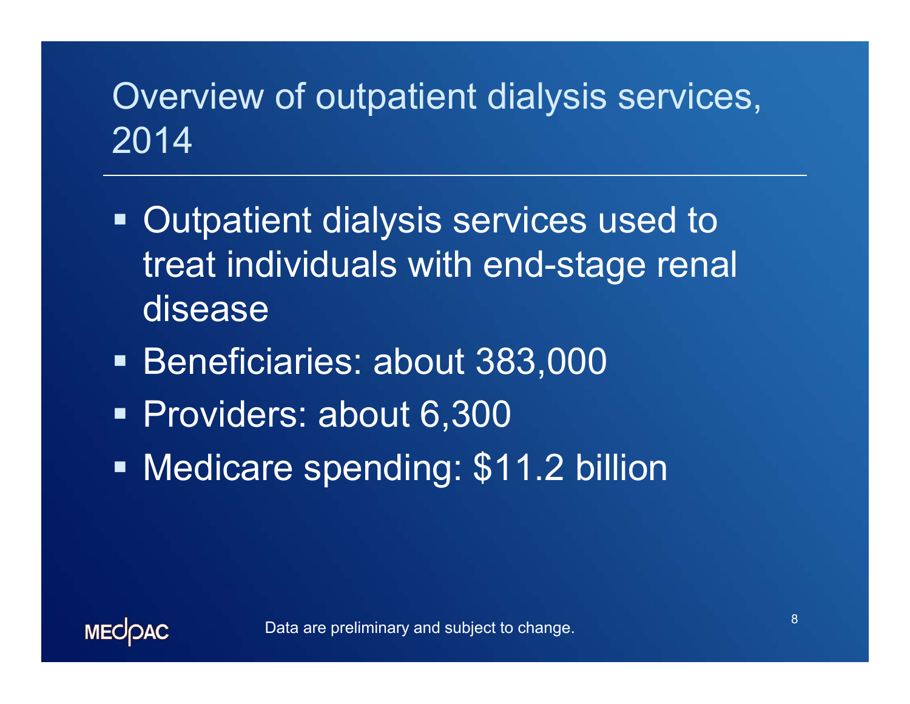# Overview of outpatient dialysis services, 2014

- Outpatient dialysis services used to treat individuals with end-stage renal disease
- Beneficiaries: about 383,000
- Providers: about 6,300
- Medicare spending: $11.2 billion

Data are preliminary and subject to change.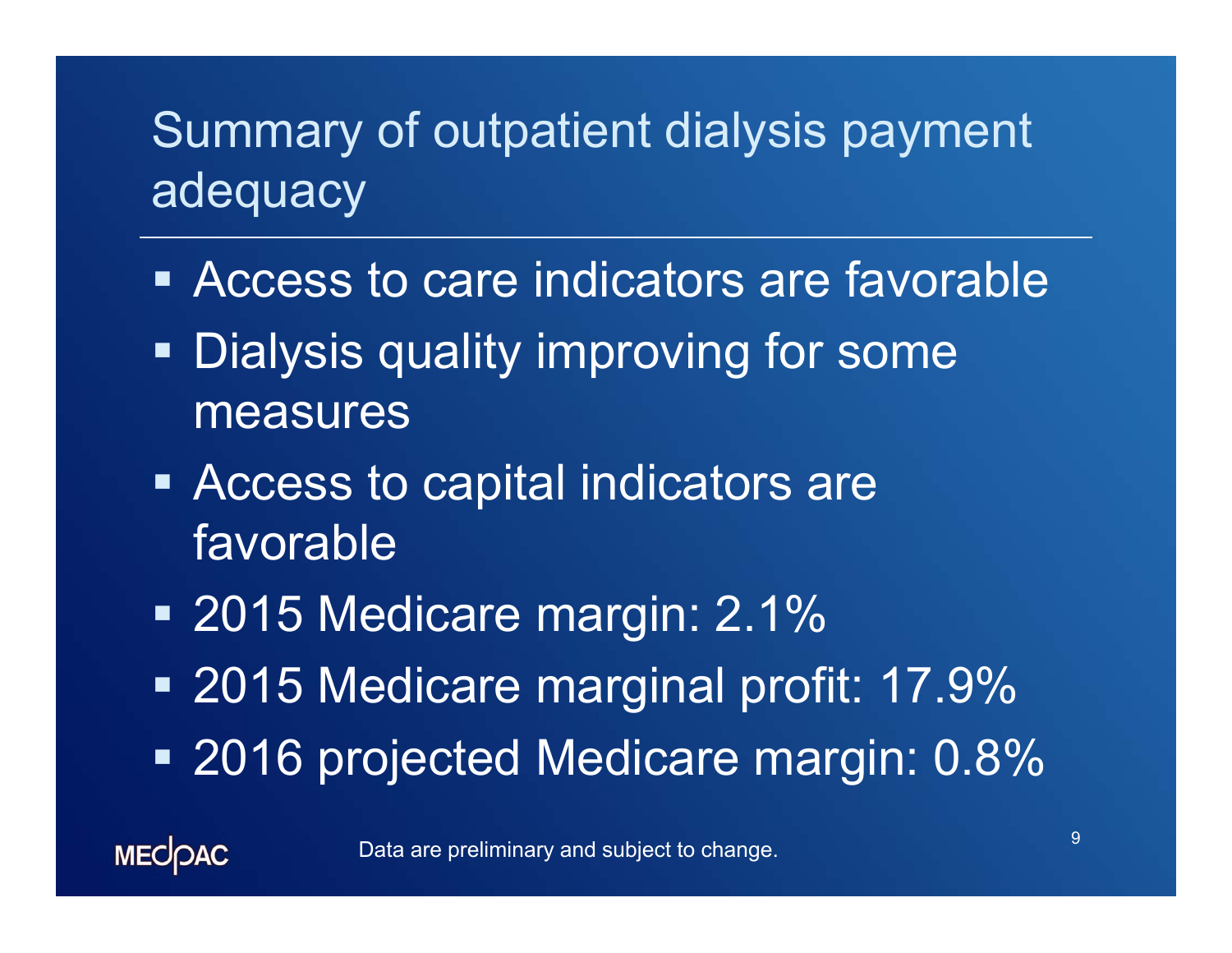# Summary of outpatient dialysis payment adequacy

- Access to care indicators are favorable
- Dialysis quality improving for some measures
- Access to capital indicators are favorable
- 2015 Medicare margin: 2.1%
- 2015 Medicare marginal profit: 17.9%
- 2016 projected Medicare margin: 0.8%

Data are preliminary and subject to change.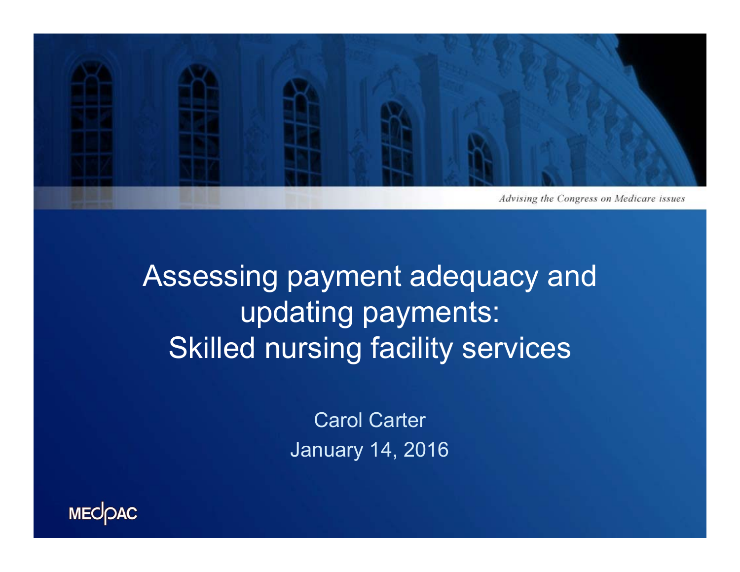*Advising the Congress on Medicare issues*

# Assessing payment adequacy and updating payments: Skilled nursing facility services

Carol Carter

January 14, 2016

MEDPAC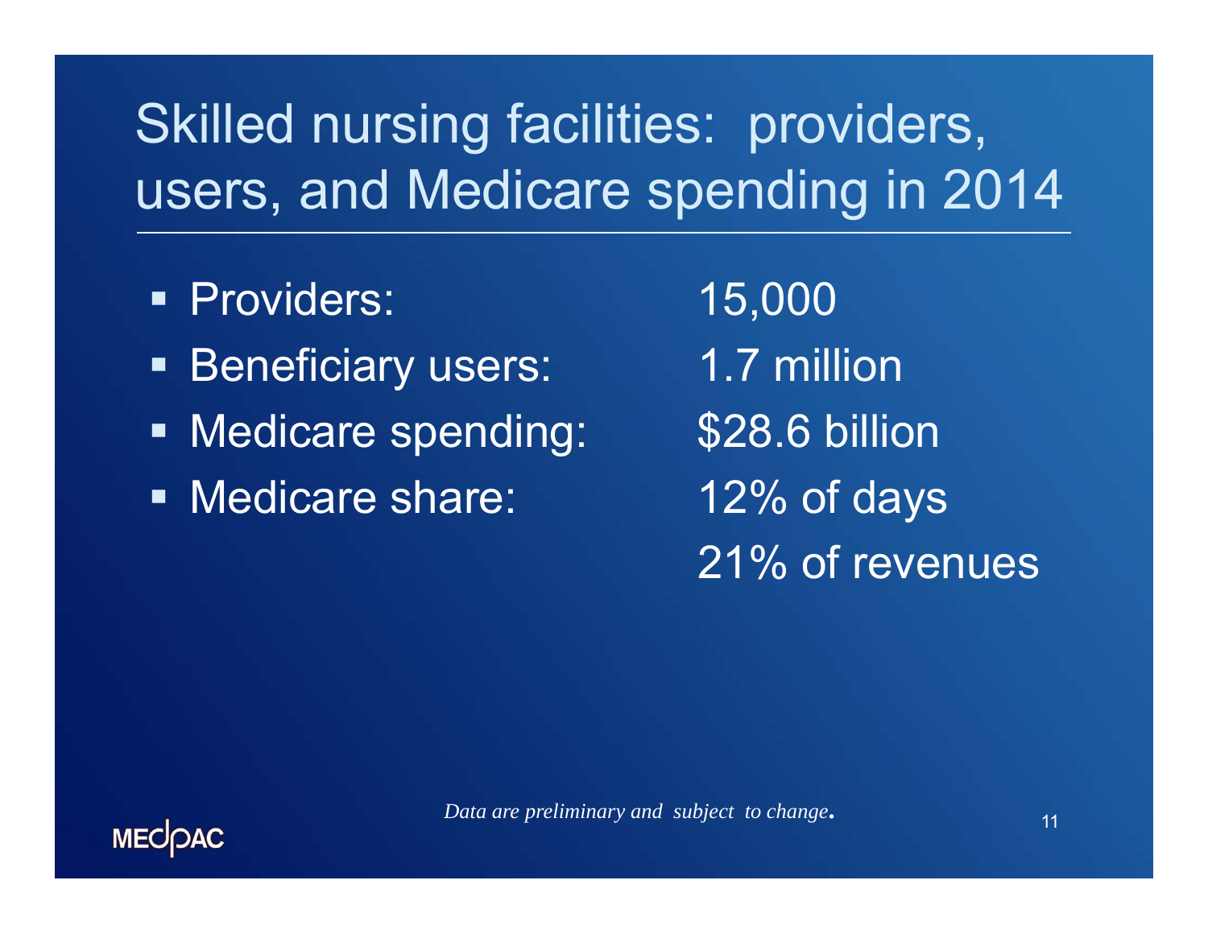# Skilled nursing facilities: providers, users, and Medicare spending in 2014

- Providers: 15,000
- Beneficiary users: 1.7 million
- Medicare spending: $28.6 billion
- Medicare share: 12% of days
  21% of revenues

*Data are preliminary and subject to change.*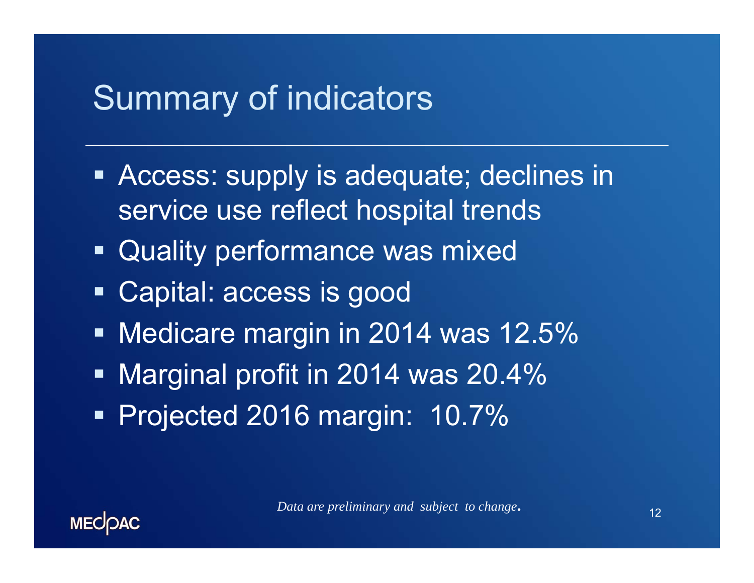# Summary of indicators

- Access: supply is adequate; declines in service use reflect hospital trends
- Quality performance was mixed
- Capital: access is good
- Medicare margin in 2014 was 12.5%
- Marginal profit in 2014 was 20.4%
- Projected 2016 margin: 10.7%

*Data are preliminary and subject to change.*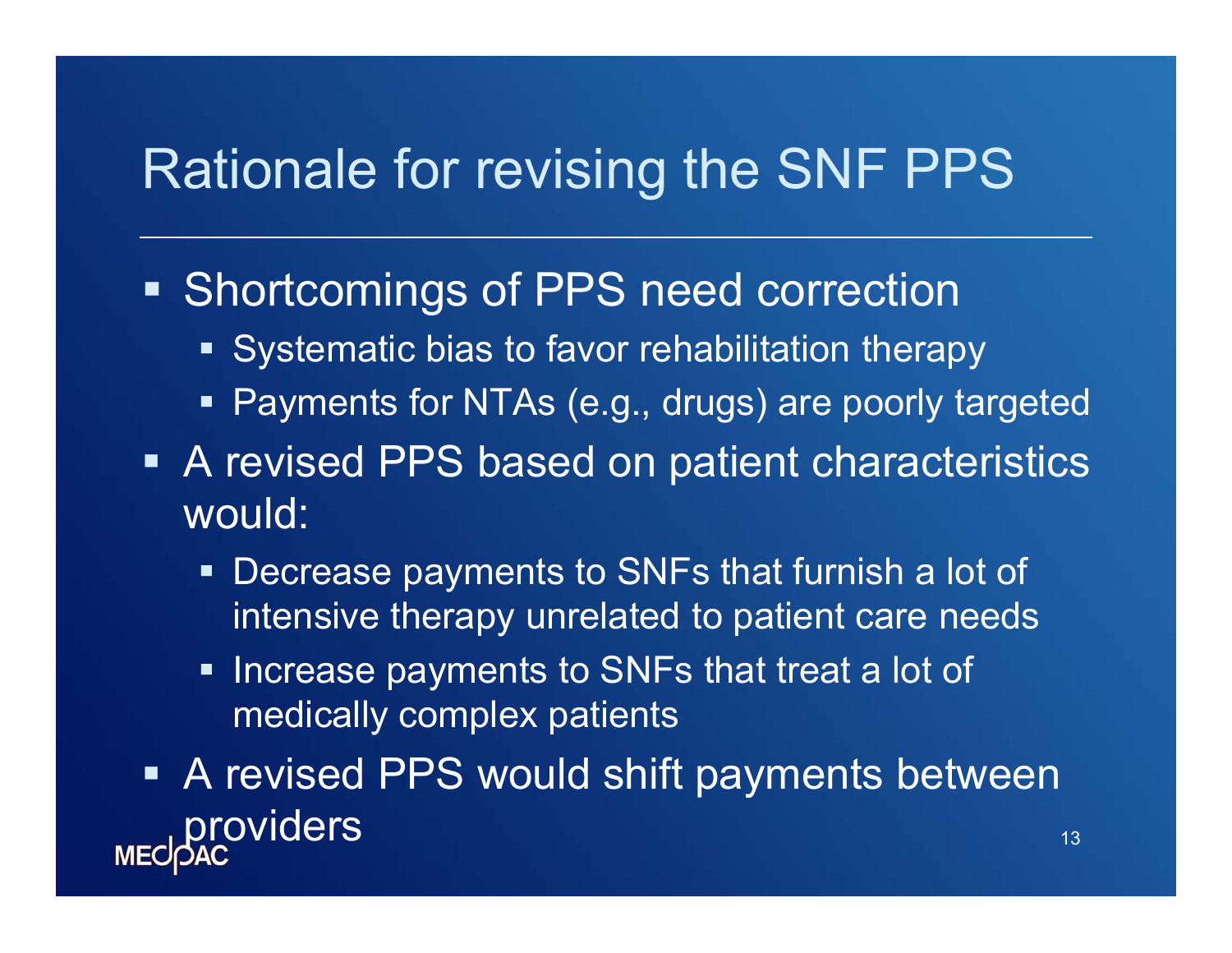# Rationale for revising the SNF PPS

- Shortcomings of PPS need correction
  - Systematic bias to favor rehabilitation therapy
  - Payments for NTAs (e.g., drugs) are poorly targeted
- A revised PPS based on patient characteristics would:
  - Decrease payments to SNFs that furnish a lot of intensive therapy unrelated to patient care needs
  - Increase payments to SNFs that treat a lot of medically complex patients
- A revised PPS would shift payments between providers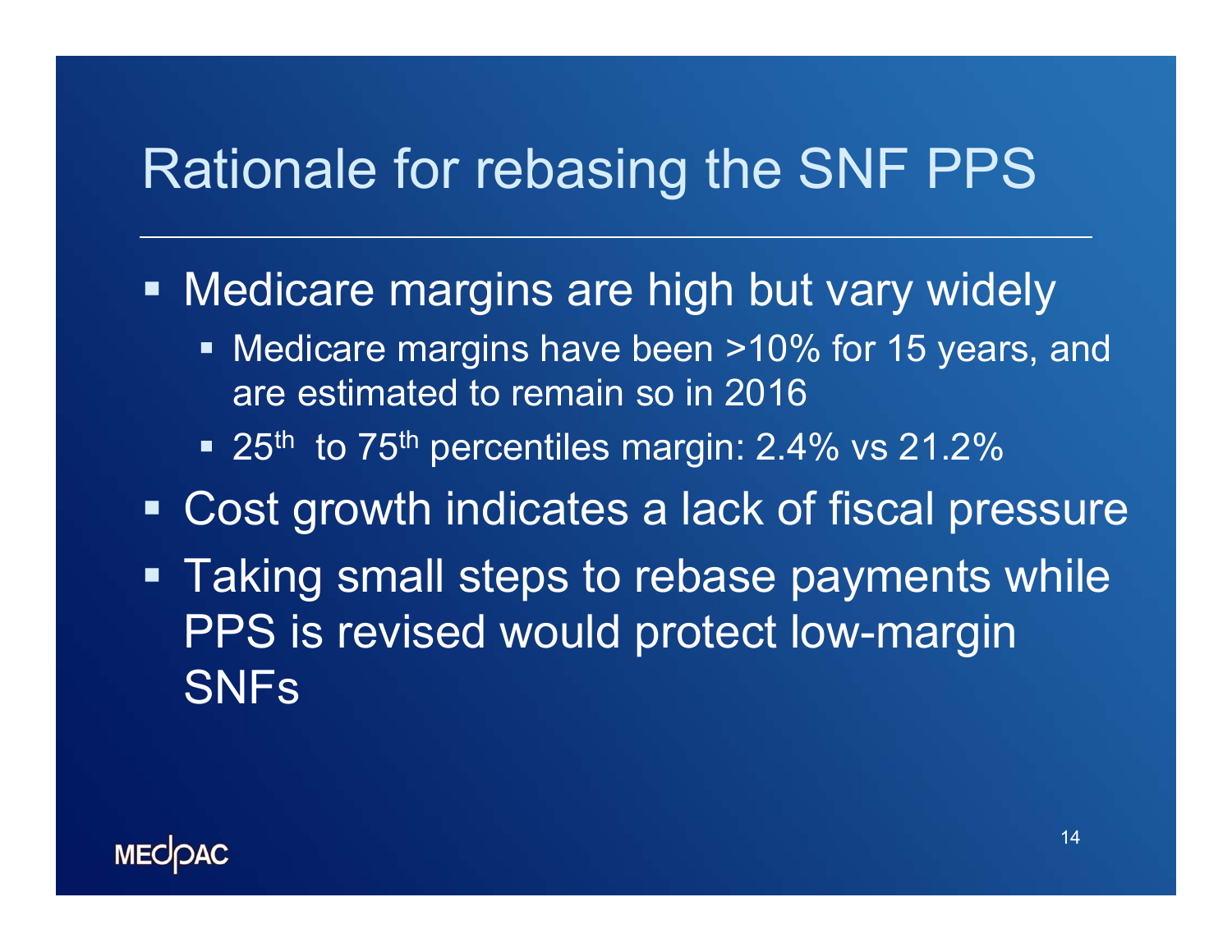# Rationale for rebasing the SNF PPS

- Medicare margins are high but vary widely
  - Medicare margins have been >10% for 15 years, and are estimated to remain so in 2016
  - 25th to 75th percentiles margin: 2.4% vs 21.2%
- Cost growth indicates a lack of fiscal pressure
- Taking small steps to rebase payments while PPS is revised would protect low-margin SNFs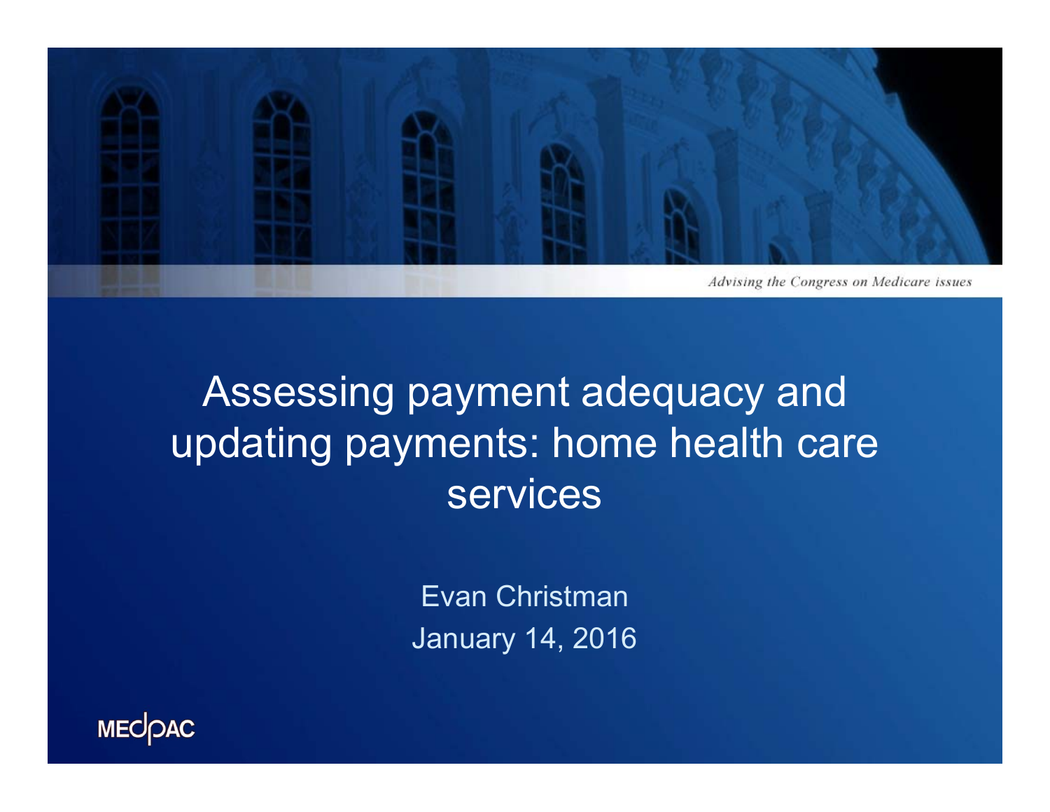*Advising the Congress on Medicare issues*

# Assessing payment adequacy and updating payments: home health care services

Evan Christman

January 14, 2016

MEDPAC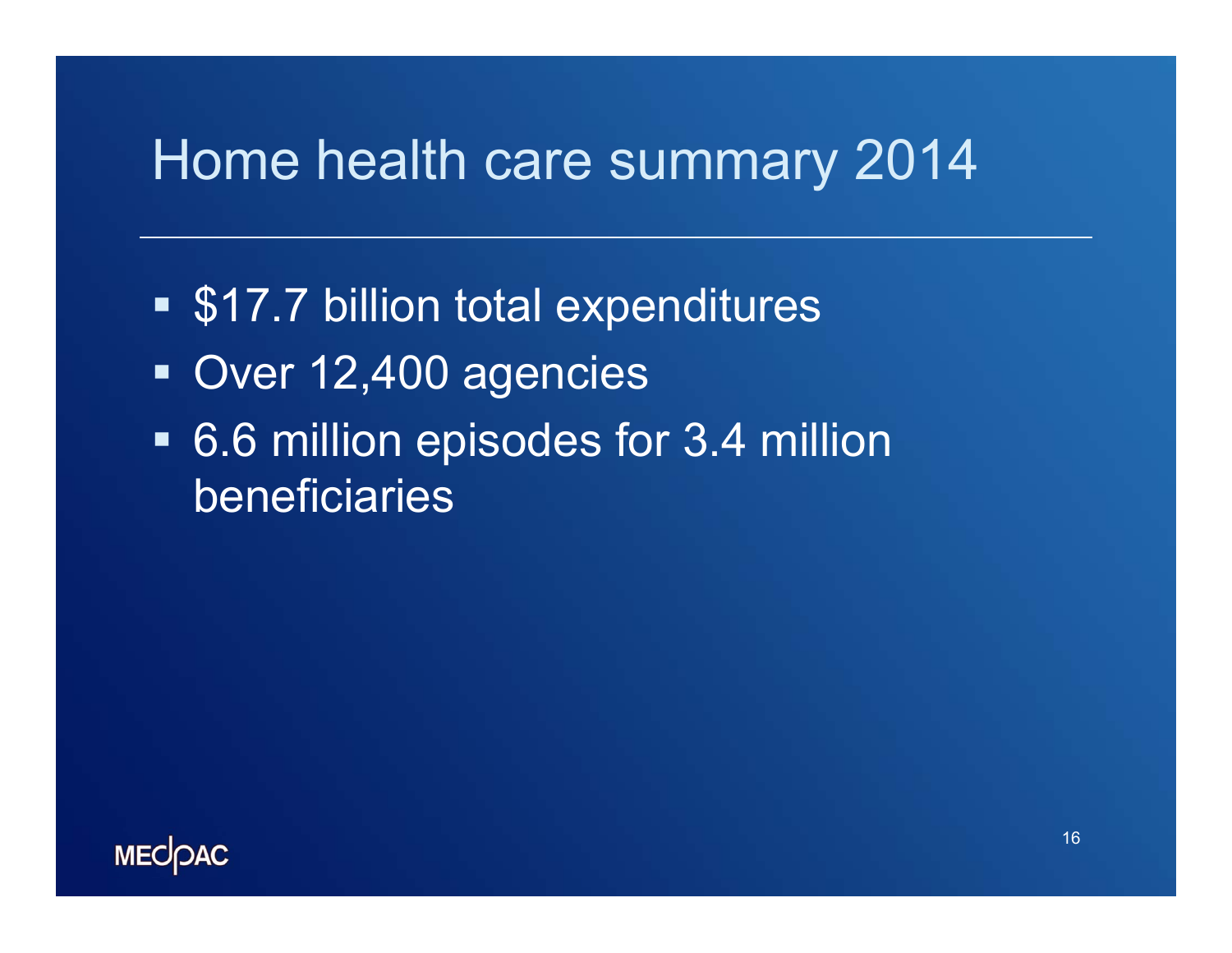# Home health care summary 2014

- $17.7 billion total expenditures
- Over 12,400 agencies
- 6.6 million episodes for 3.4 million beneficiaries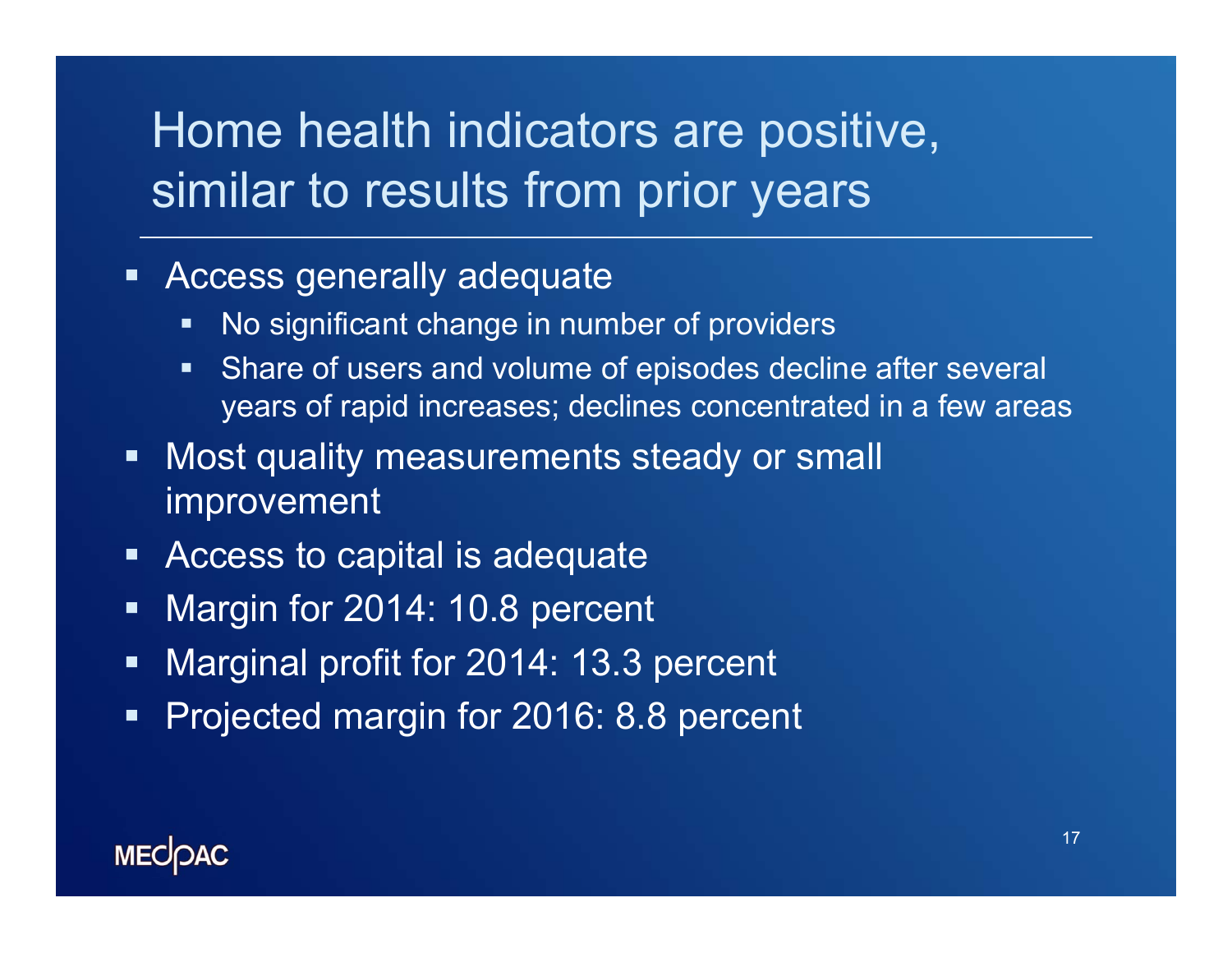# Home health indicators are positive, similar to results from prior years

- Access generally adequate
  - No significant change in number of providers
  - Share of users and volume of episodes decline after several years of rapid increases; declines concentrated in a few areas
- Most quality measurements steady or small improvement
- Access to capital is adequate
- Margin for 2014: 10.8 percent
- Marginal profit for 2014: 13.3 percent
- Projected margin for 2016: 8.8 percent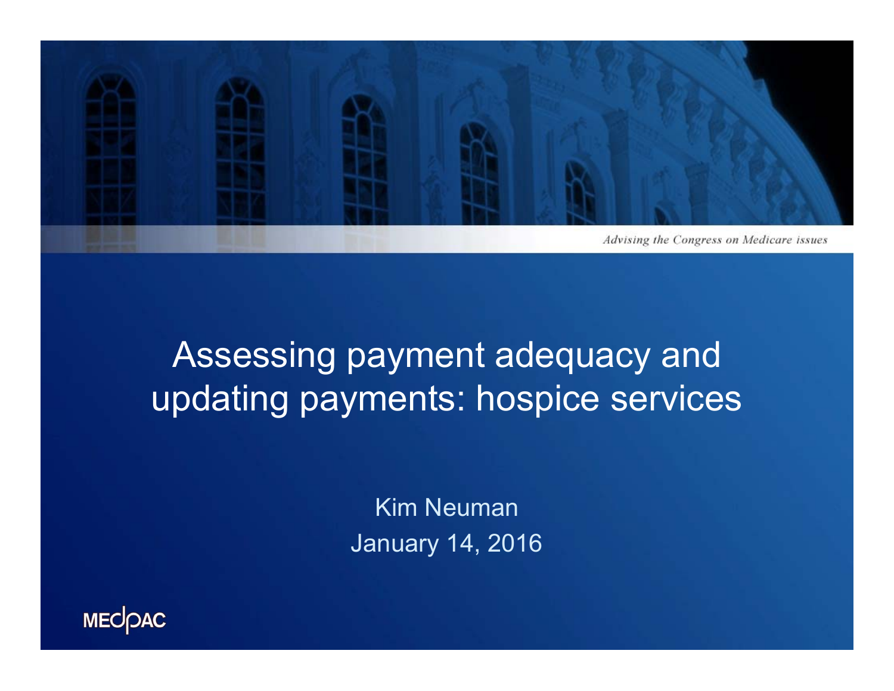*Advising the Congress on Medicare issues*

# Assessing payment adequacy and updating payments: hospice services

Kim Neuman

January 14, 2016

MEDPAC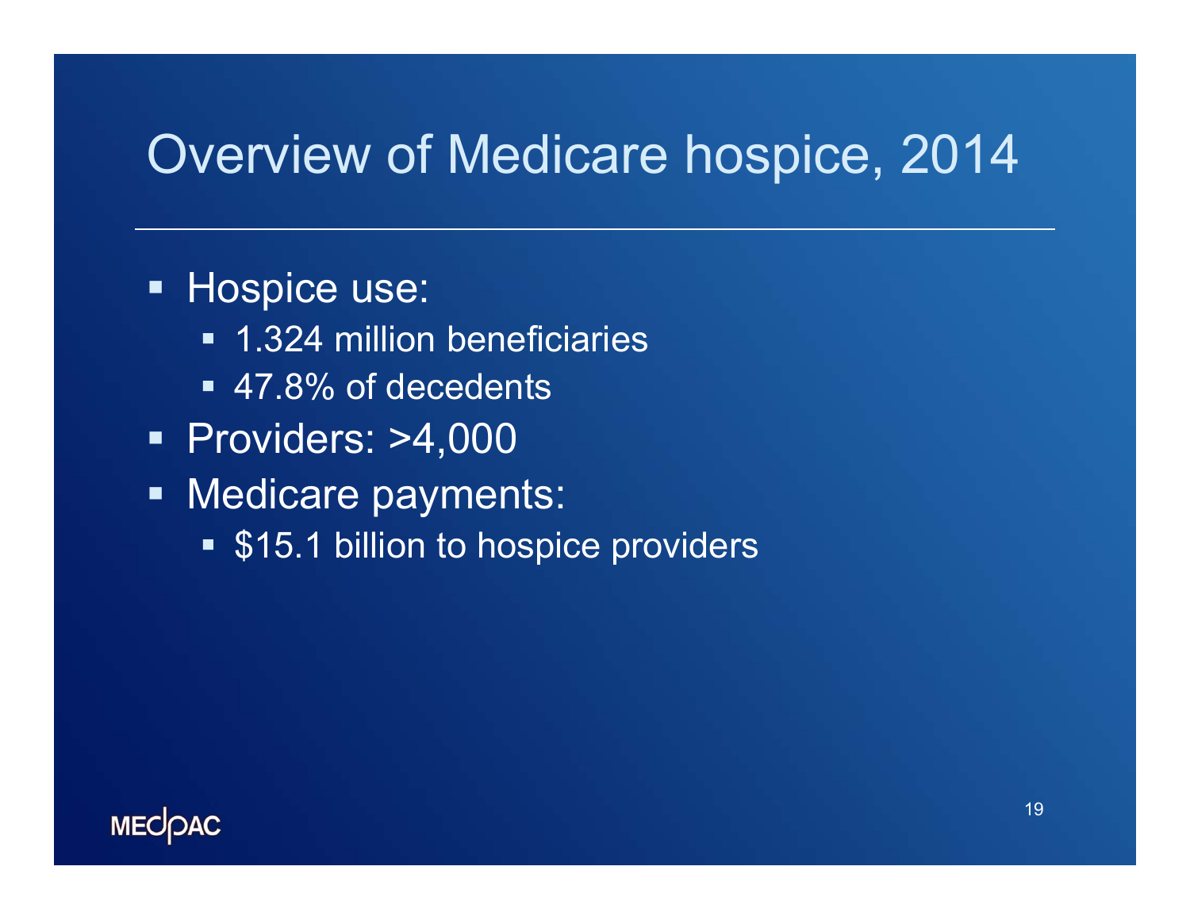# Overview of Medicare hospice, 2014

- Hospice use:
  - 1.324 million beneficiaries
  - 47.8% of decedents
- Providers: >4,000
- Medicare payments:
  - $15.1 billion to hospice providers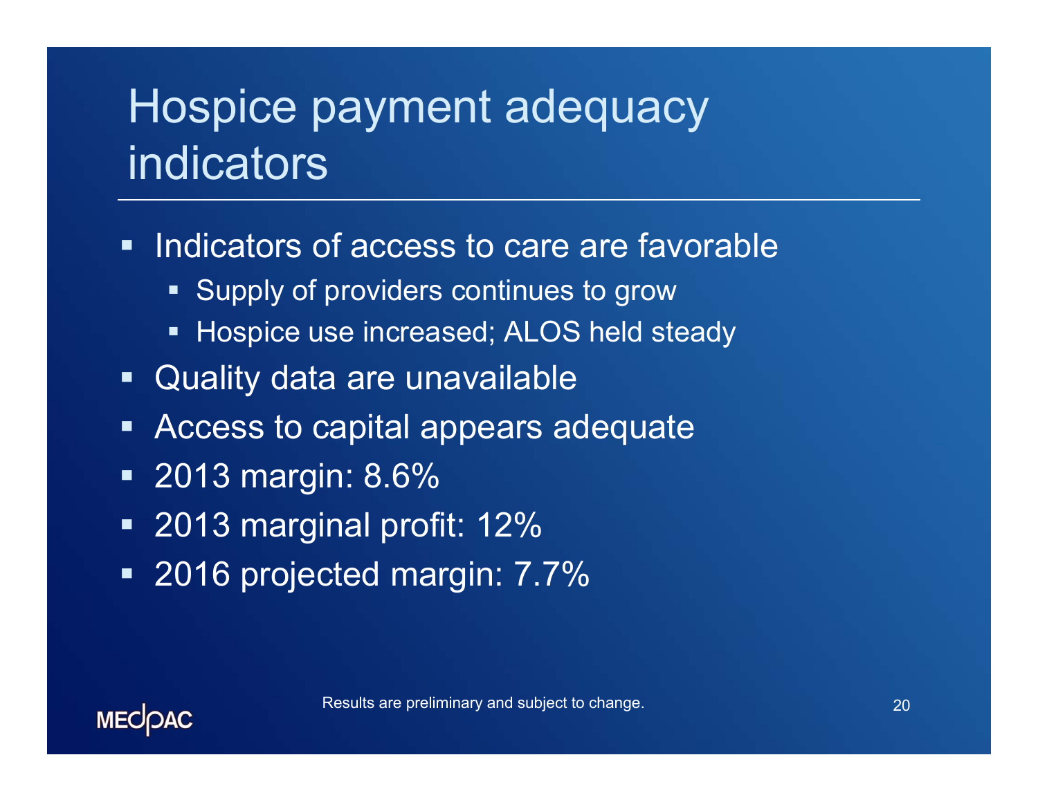# Hospice payment adequacy indicators

- Indicators of access to care are favorable
  - Supply of providers continues to grow
  - Hospice use increased; ALOS held steady
- Quality data are unavailable
- Access to capital appears adequate
- 2013 margin: 8.6%
- 2013 marginal profit: 12%
- 2016 projected margin: 7.7%

Results are preliminary and subject to change.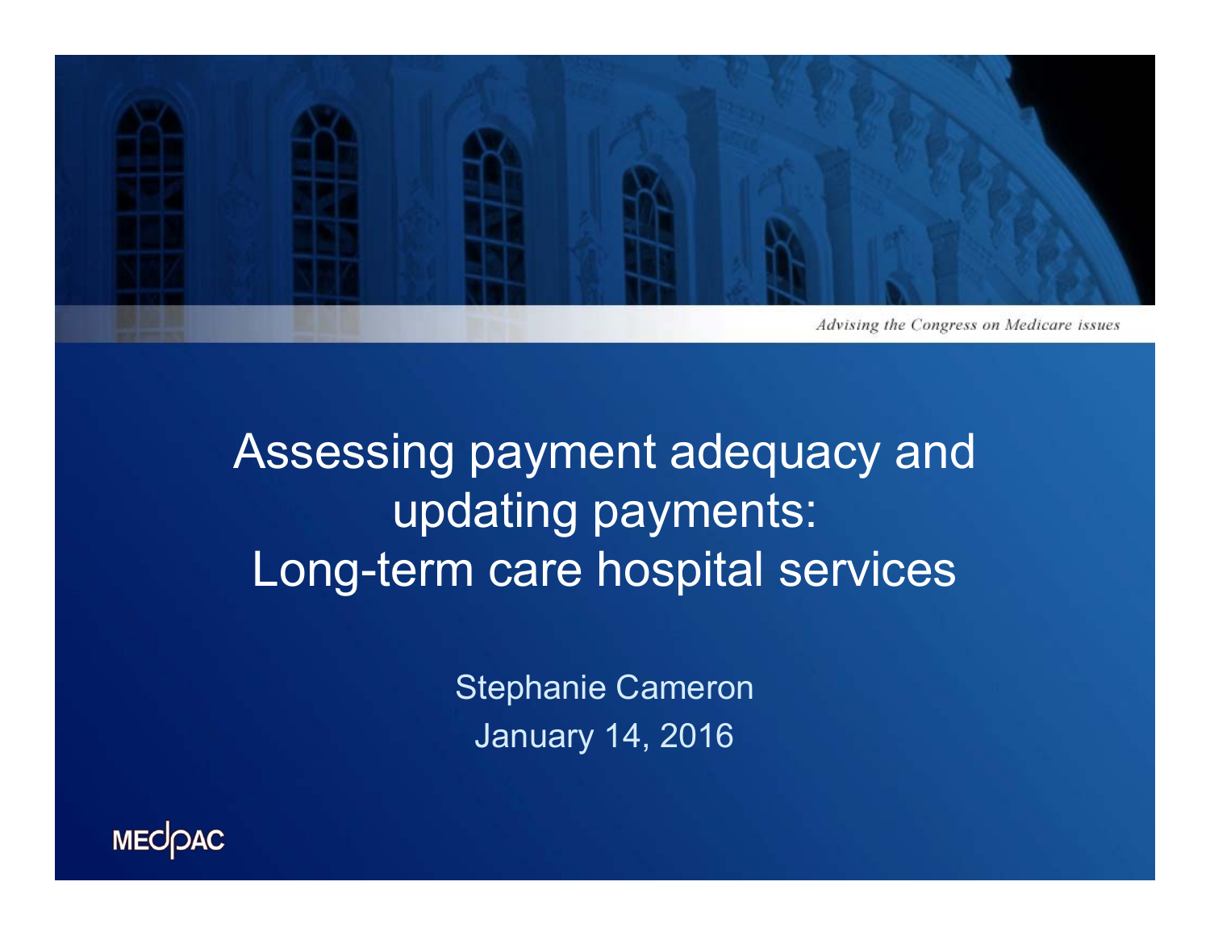*Advising the Congress on Medicare issues*

# Assessing payment adequacy and updating payments: Long-term care hospital services

Stephanie Cameron

January 14, 2016

MEDPAC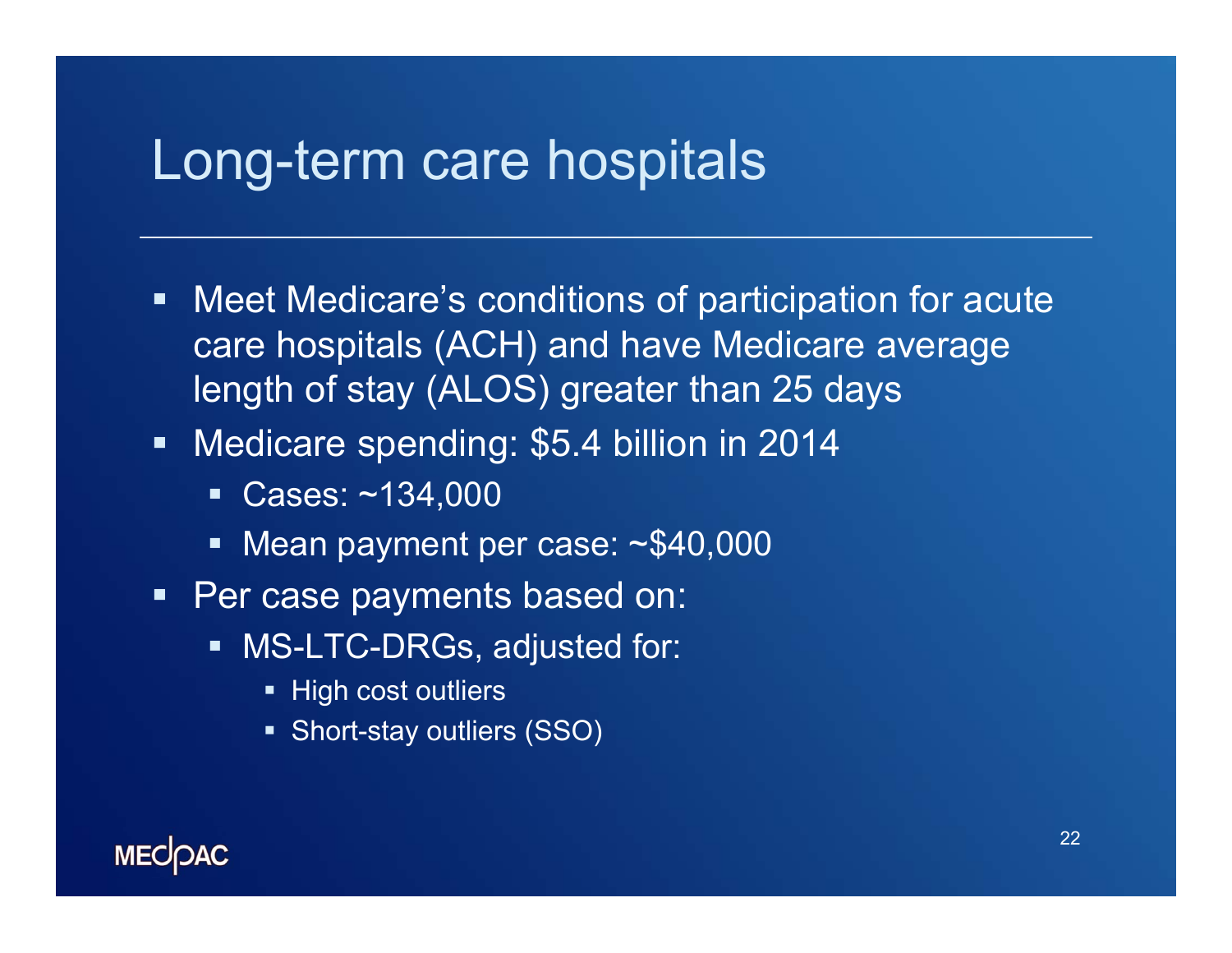# Long-term care hospitals

- Meet Medicare's conditions of participation for acute care hospitals (ACH) and have Medicare average length of stay (ALOS) greater than 25 days
- Medicare spending: $5.4 billion in 2014
  - Cases: ~134,000
  - Mean payment per case: ~$40,000
- Per case payments based on:
  - MS-LTC-DRGs, adjusted for:
    - High cost outliers
    - Short-stay outliers (SSO)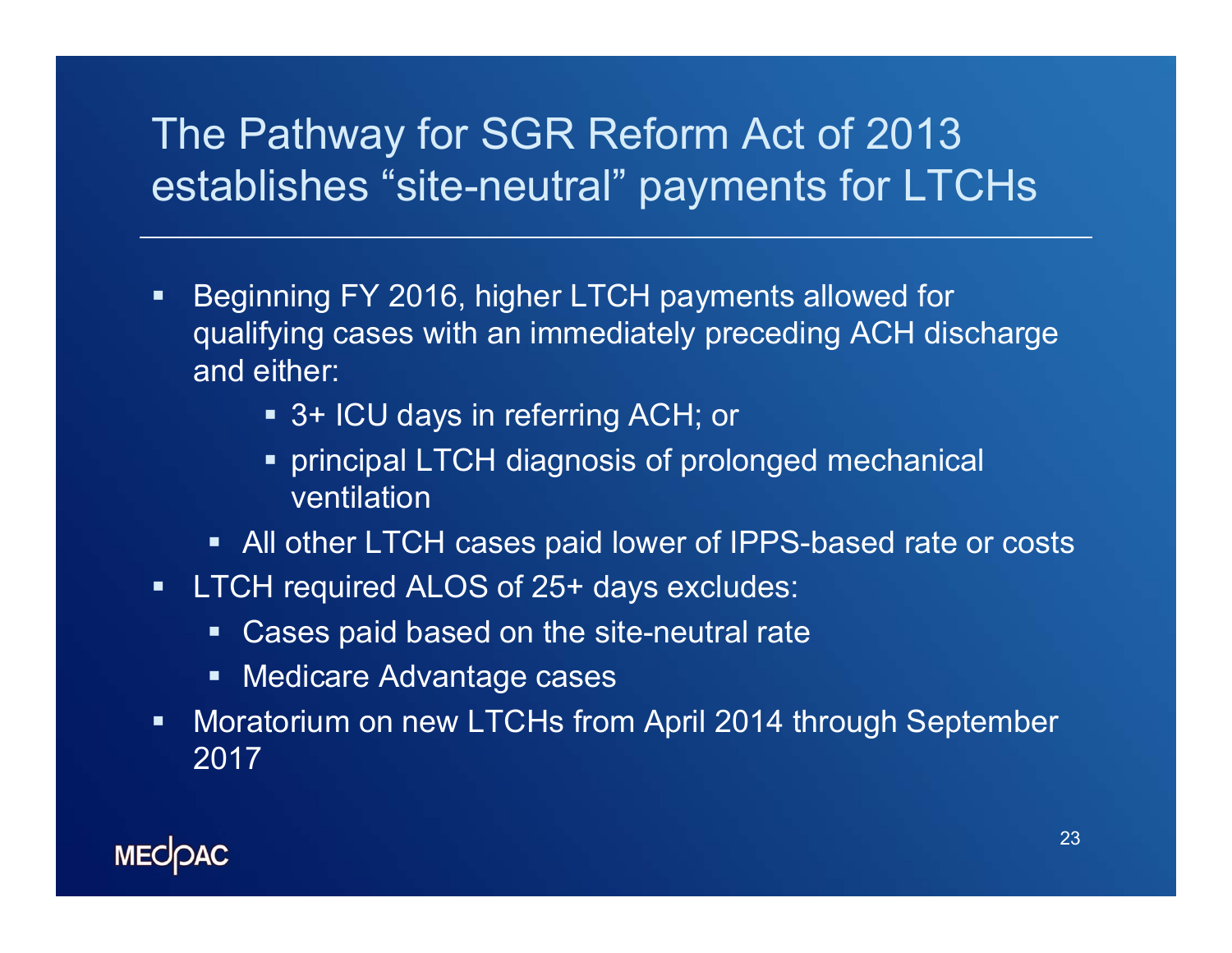# The Pathway for SGR Reform Act of 2013 establishes "site-neutral" payments for LTCHs

- Beginning FY 2016, higher LTCH payments allowed for qualifying cases with an immediately preceding ACH discharge and either:
    - 3+ ICU days in referring ACH; or
    - principal LTCH diagnosis of prolonged mechanical ventilation
  - All other LTCH cases paid lower of IPPS-based rate or costs
- LTCH required ALOS of 25+ days excludes:
  - Cases paid based on the site-neutral rate
  - Medicare Advantage cases
- Moratorium on new LTCHs from April 2014 through September 2017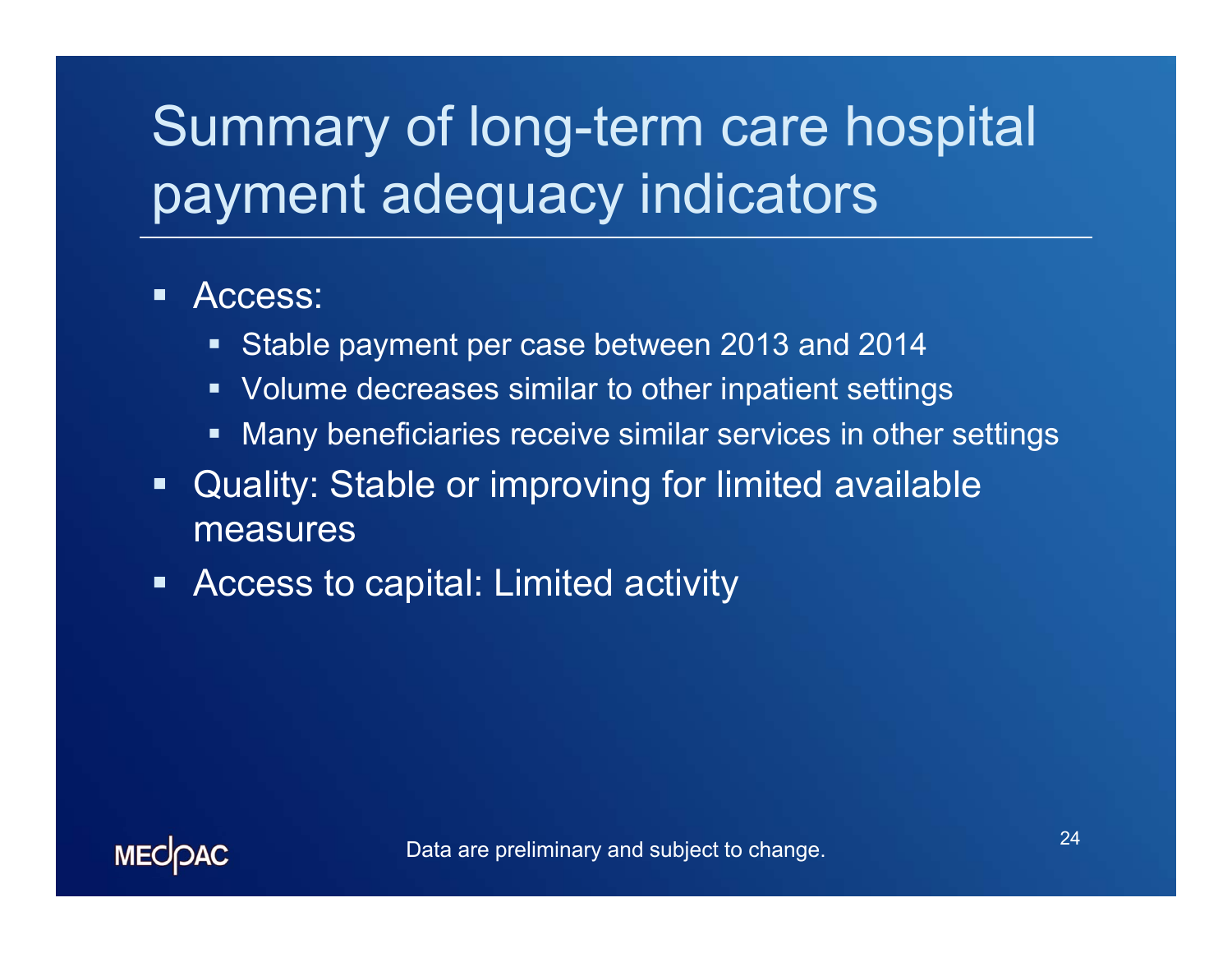# Summary of long-term care hospital payment adequacy indicators

- Access:
  - Stable payment per case between 2013 and 2014
  - Volume decreases similar to other inpatient settings
  - Many beneficiaries receive similar services in other settings
- Quality: Stable or improving for limited available measures
- Access to capital: Limited activity

Data are preliminary and subject to change.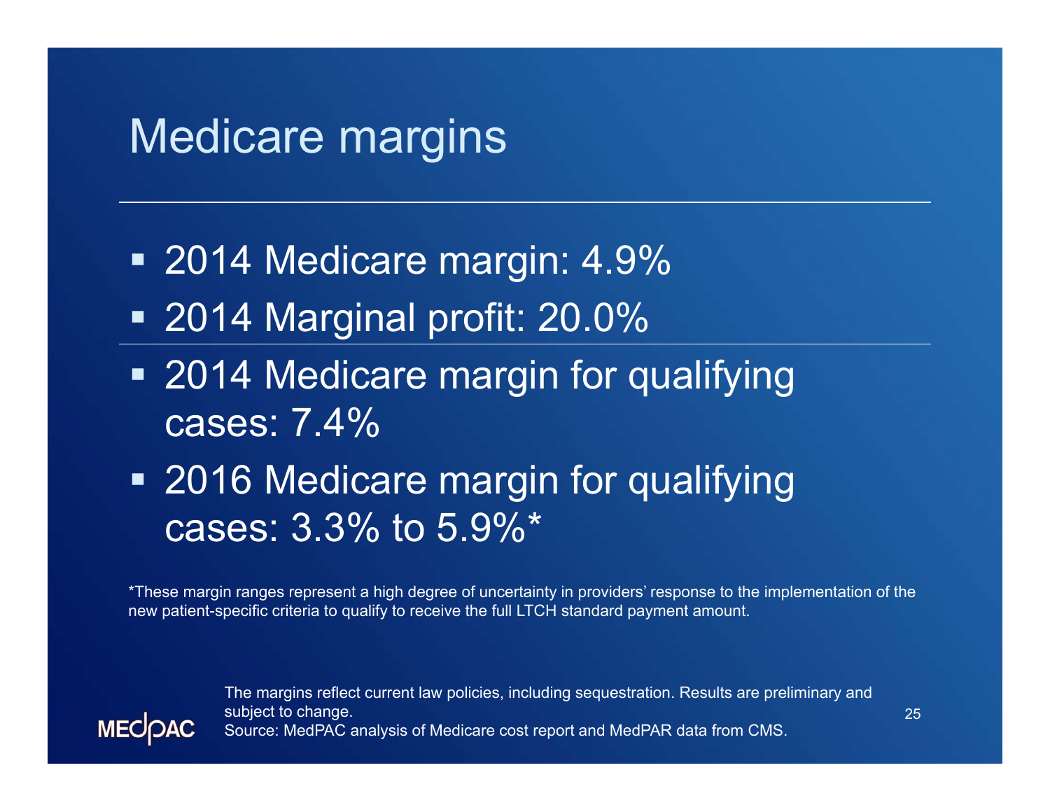# Medicare margins

- 2014 Medicare margin: 4.9%
- 2014 Marginal profit: 20.0%
- 2014 Medicare margin for qualifying cases: 7.4%
- 2016 Medicare margin for qualifying cases: 3.3% to 5.9%*

*These margin ranges represent a high degree of uncertainty in providers' response to the implementation of the new patient-specific criteria to qualify to receive the full LTCH standard payment amount.

The margins reflect current law policies, including sequestration. Results are preliminary and subject to change.
Source: MedPAC analysis of Medicare cost report and MedPAR data from CMS.